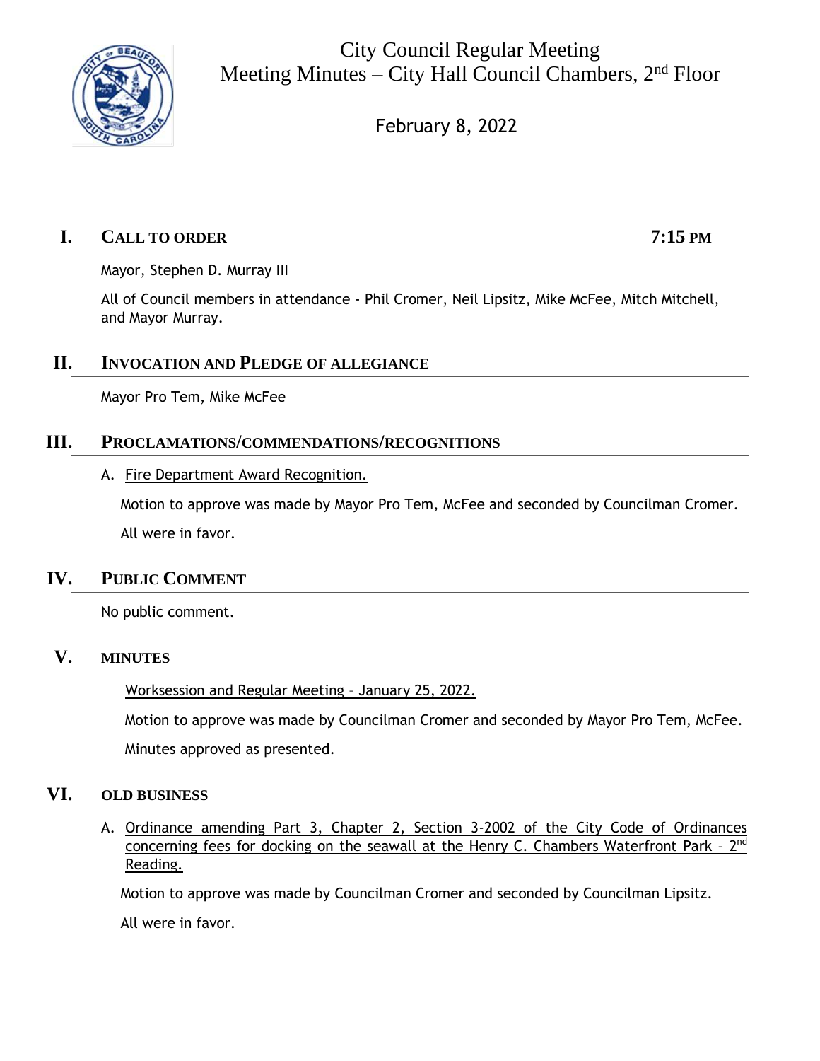# City Council Regular Meeting
# Meeting Minutes – City Hall Council Chambers, 2nd Floor

February 8, 2022

## I. CALL TO ORDER 7:15 PM

Mayor, Stephen D. Murray III

All of Council members in attendance - Phil Cromer, Neil Lipsitz, Mike McFee, Mitch Mitchell, and Mayor Murray.

## II. INVOCATION AND PLEDGE OF ALLEGIANCE

Mayor Pro Tem, Mike McFee

## III. PROCLAMATIONS/COMMENDATIONS/RECOGNITIONS

A. Fire Department Award Recognition.

Motion to approve was made by Mayor Pro Tem, McFee and seconded by Councilman Cromer.

All were in favor.

## IV. PUBLIC COMMENT

No public comment.

## V. MINUTES

Worksession and Regular Meeting – January 25, 2022.

Motion to approve was made by Councilman Cromer and seconded by Mayor Pro Tem, McFee.

Minutes approved as presented.

## VI. OLD BUSINESS

A. Ordinance amending Part 3, Chapter 2, Section 3-2002 of the City Code of Ordinances concerning fees for docking on the seawall at the Henry C. Chambers Waterfront Park – 2nd Reading.

Motion to approve was made by Councilman Cromer and seconded by Councilman Lipsitz.

All were in favor.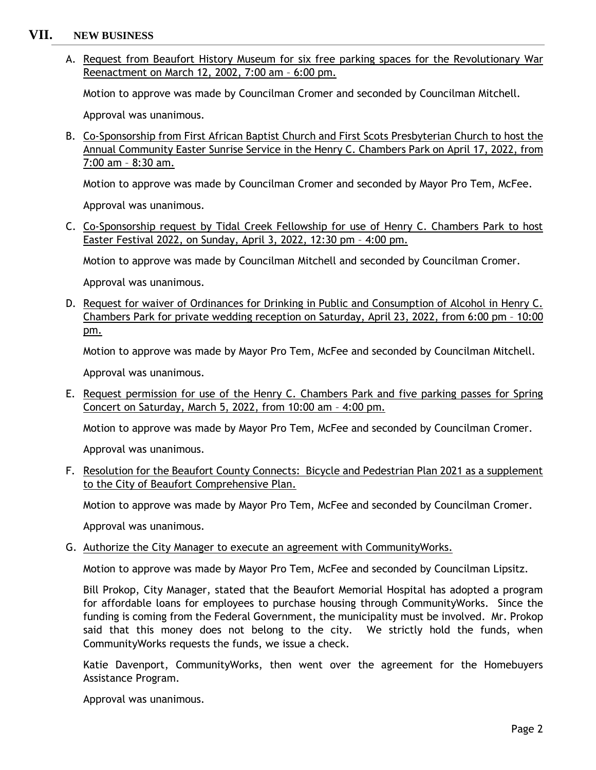## VII. NEW BUSINESS

A. Request from Beaufort History Museum for six free parking spaces for the Revolutionary War Reenactment on March 12, 2002, 7:00 am – 6:00 pm.

Motion to approve was made by Councilman Cromer and seconded by Councilman Mitchell.

Approval was unanimous.

B. Co-Sponsorship from First African Baptist Church and First Scots Presbyterian Church to host the Annual Community Easter Sunrise Service in the Henry C. Chambers Park on April 17, 2022, from 7:00 am – 8:30 am.

Motion to approve was made by Councilman Cromer and seconded by Mayor Pro Tem, McFee.

Approval was unanimous.

C. Co-Sponsorship request by Tidal Creek Fellowship for use of Henry C. Chambers Park to host Easter Festival 2022, on Sunday, April 3, 2022, 12:30 pm – 4:00 pm.

Motion to approve was made by Councilman Mitchell and seconded by Councilman Cromer.

Approval was unanimous.

D. Request for waiver of Ordinances for Drinking in Public and Consumption of Alcohol in Henry C. Chambers Park for private wedding reception on Saturday, April 23, 2022, from 6:00 pm – 10:00 pm.

Motion to approve was made by Mayor Pro Tem, McFee and seconded by Councilman Mitchell.

Approval was unanimous.

E. Request permission for use of the Henry C. Chambers Park and five parking passes for Spring Concert on Saturday, March 5, 2022, from 10:00 am – 4:00 pm.

Motion to approve was made by Mayor Pro Tem, McFee and seconded by Councilman Cromer.

Approval was unanimous.

F. Resolution for the Beaufort County Connects: Bicycle and Pedestrian Plan 2021 as a supplement to the City of Beaufort Comprehensive Plan.

Motion to approve was made by Mayor Pro Tem, McFee and seconded by Councilman Cromer.

Approval was unanimous.

G. Authorize the City Manager to execute an agreement with CommunityWorks.

Motion to approve was made by Mayor Pro Tem, McFee and seconded by Councilman Lipsitz.

Bill Prokop, City Manager, stated that the Beaufort Memorial Hospital has adopted a program for affordable loans for employees to purchase housing through CommunityWorks. Since the funding is coming from the Federal Government, the municipality must be involved. Mr. Prokop said that this money does not belong to the city. We strictly hold the funds, when CommunityWorks requests the funds, we issue a check.

Katie Davenport, CommunityWorks, then went over the agreement for the Homebuyers Assistance Program.

Approval was unanimous.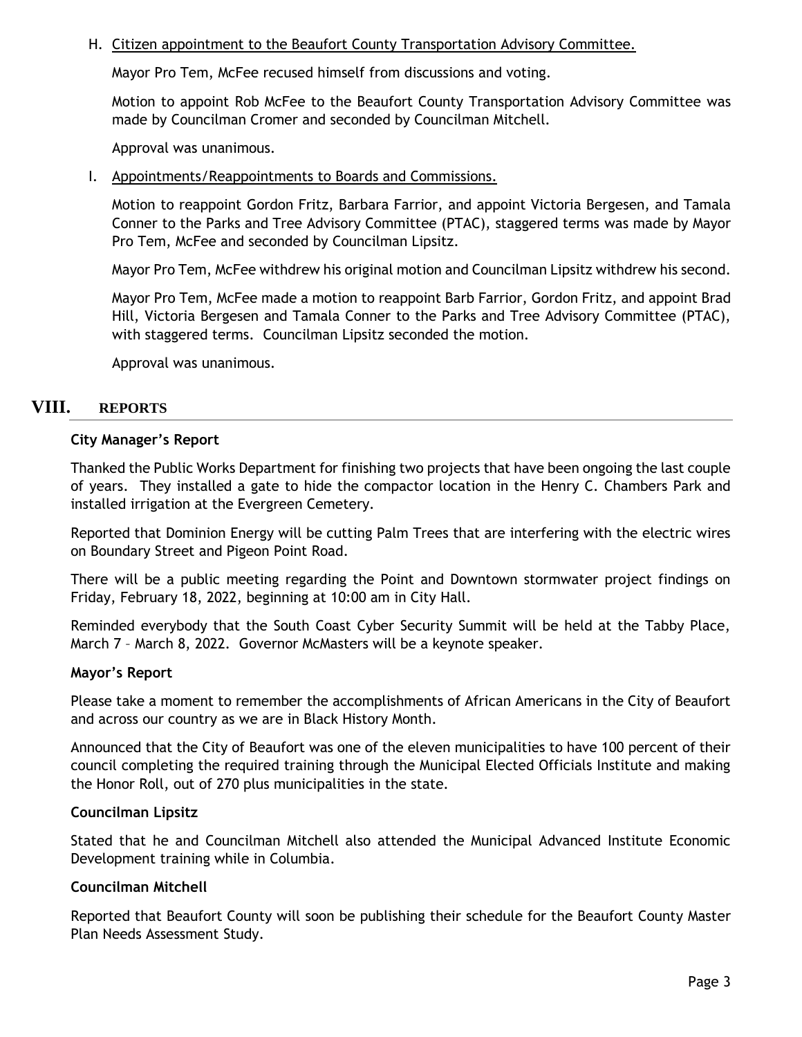H. Citizen appointment to the Beaufort County Transportation Advisory Committee.

Mayor Pro Tem, McFee recused himself from discussions and voting.

Motion to appoint Rob McFee to the Beaufort County Transportation Advisory Committee was made by Councilman Cromer and seconded by Councilman Mitchell.

Approval was unanimous.

I. Appointments/Reappointments to Boards and Commissions.

Motion to reappoint Gordon Fritz, Barbara Farrior, and appoint Victoria Bergesen, and Tamala Conner to the Parks and Tree Advisory Committee (PTAC), staggered terms was made by Mayor Pro Tem, McFee and seconded by Councilman Lipsitz.

Mayor Pro Tem, McFee withdrew his original motion and Councilman Lipsitz withdrew his second.

Mayor Pro Tem, McFee made a motion to reappoint Barb Farrior, Gordon Fritz, and appoint Brad Hill, Victoria Bergesen and Tamala Conner to the Parks and Tree Advisory Committee (PTAC), with staggered terms. Councilman Lipsitz seconded the motion.

Approval was unanimous.

## VIII. REPORTS

**City Manager's Report**

Thanked the Public Works Department for finishing two projects that have been ongoing the last couple of years. They installed a gate to hide the compactor location in the Henry C. Chambers Park and installed irrigation at the Evergreen Cemetery.

Reported that Dominion Energy will be cutting Palm Trees that are interfering with the electric wires on Boundary Street and Pigeon Point Road.

There will be a public meeting regarding the Point and Downtown stormwater project findings on Friday, February 18, 2022, beginning at 10:00 am in City Hall.

Reminded everybody that the South Coast Cyber Security Summit will be held at the Tabby Place, March 7 – March 8, 2022. Governor McMasters will be a keynote speaker.

**Mayor's Report**

Please take a moment to remember the accomplishments of African Americans in the City of Beaufort and across our country as we are in Black History Month.

Announced that the City of Beaufort was one of the eleven municipalities to have 100 percent of their council completing the required training through the Municipal Elected Officials Institute and making the Honor Roll, out of 270 plus municipalities in the state.

**Councilman Lipsitz**

Stated that he and Councilman Mitchell also attended the Municipal Advanced Institute Economic Development training while in Columbia.

**Councilman Mitchell**

Reported that Beaufort County will soon be publishing their schedule for the Beaufort County Master Plan Needs Assessment Study.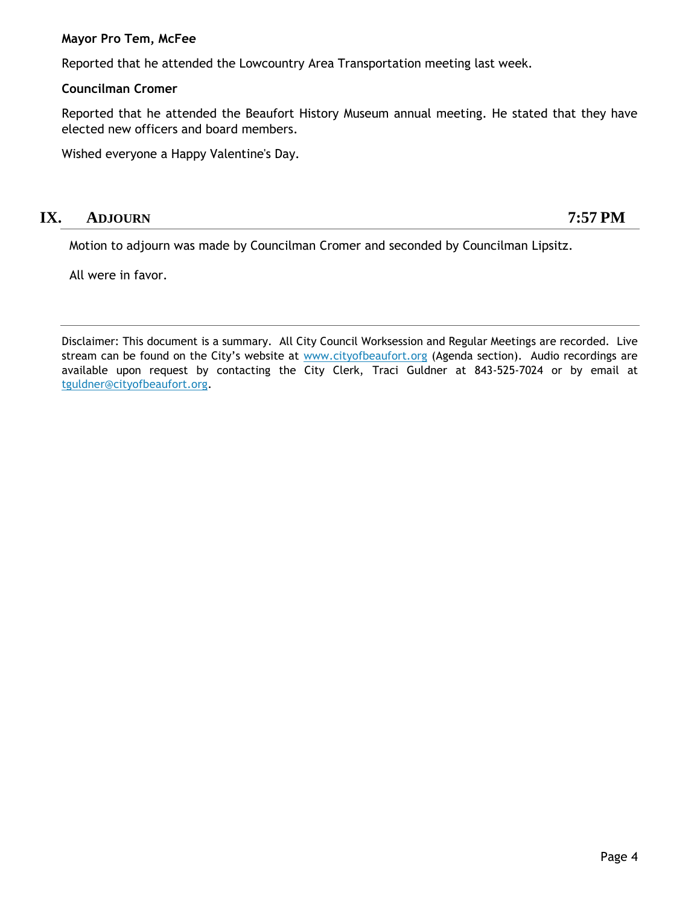**Mayor Pro Tem, McFee**

Reported that he attended the Lowcountry Area Transportation meeting last week.

**Councilman Cromer**

Reported that he attended the Beaufort History Museum annual meeting. He stated that they have elected new officers and board members.

Wished everyone a Happy Valentine's Day.

## IX. ADJOURN 7:57 PM

Motion to adjourn was made by Councilman Cromer and seconded by Councilman Lipsitz.

All were in favor.

---

Disclaimer: This document is a summary. All City Council Worksession and Regular Meetings are recorded. Live stream can be found on the City's website at www.cityofbeaufort.org (Agenda section). Audio recordings are available upon request by contacting the City Clerk, Traci Guldner at 843-525-7024 or by email at tguldner@cityofbeaufort.org.